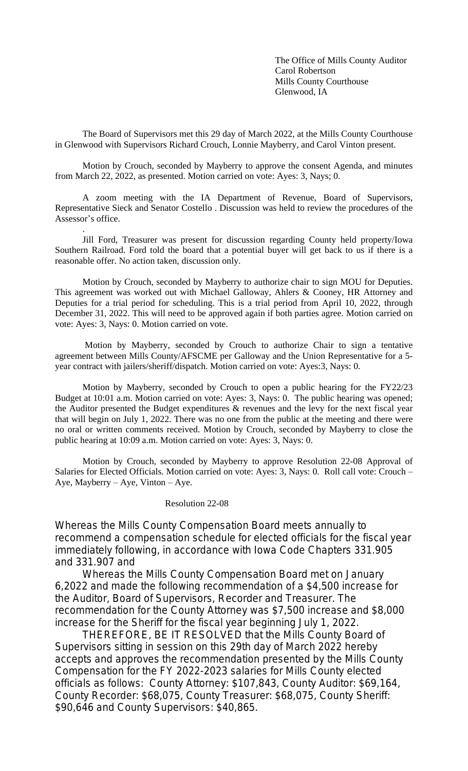The Office of Mills County Auditor
Carol Robertson
Mills County Courthouse
Glenwood, IA

The Board of Supervisors met this 29 day of March 2022, at the Mills County Courthouse in Glenwood with Supervisors Richard Crouch, Lonnie Mayberry, and Carol Vinton present.

Motion by Crouch, seconded by Mayberry to approve the consent Agenda, and minutes from March 22, 2022, as presented. Motion carried on vote: Ayes: 3, Nays; 0.

A zoom meeting with the IA Department of Revenue, Board of Supervisors, Representative Sieck and Senator Costello . Discussion was held to review the procedures of the Assessor's office.

Jill Ford, Treasurer was present for discussion regarding County held property/Iowa Southern Railroad. Ford told the board that a potential buyer will get back to us if there is a reasonable offer. No action taken, discussion only.

Motion by Crouch, seconded by Mayberry to authorize chair to sign MOU for Deputies. This agreement was worked out with Michael Galloway, Ahlers & Cooney, HR Attorney and Deputies for a trial period for scheduling. This is a trial period from April 10, 2022, through December 31, 2022. This will need to be approved again if both parties agree. Motion carried on vote: Ayes: 3, Nays: 0. Motion carried on vote.

Motion by Mayberry, seconded by Crouch to authorize Chair to sign a tentative agreement between Mills County/AFSCME per Galloway and the Union Representative for a 5-year contract with jailers/sheriff/dispatch. Motion carried on vote: Ayes:3, Nays: 0.

Motion by Mayberry, seconded by Crouch to open a public hearing for the FY22/23 Budget at 10:01 a.m. Motion carried on vote: Ayes: 3, Nays: 0. The public hearing was opened; the Auditor presented the Budget expenditures & revenues and the levy for the next fiscal year that will begin on July 1, 2022. There was no one from the public at the meeting and there were no oral or written comments received. Motion by Crouch, seconded by Mayberry to close the public hearing at 10:09 a.m. Motion carried on vote: Ayes: 3, Nays: 0.

Motion by Crouch, seconded by Mayberry to approve Resolution 22-08 Approval of Salaries for Elected Officials. Motion carried on vote: Ayes: 3, Nays: 0. Roll call vote: Crouch – Aye, Mayberry – Aye, Vinton – Aye.

Resolution 22-08

Whereas the Mills County Compensation Board meets annually to recommend a compensation schedule for elected officials for the fiscal year immediately following, in accordance with Iowa Code Chapters 331.905 and 331.907 and

Whereas the Mills County Compensation Board met on January 6,2022 and made the following recommendation of a $4,500 increase for the Auditor, Board of Supervisors, Recorder and Treasurer. The recommendation for the County Attorney was $7,500 increase and $8,000 increase for the Sheriff for the fiscal year beginning July 1, 2022.

THEREFORE, BE IT RESOLVED that the Mills County Board of Supervisors sitting in session on this 29th day of March 2022 hereby accepts and approves the recommendation presented by the Mills County Compensation for the FY 2022-2023 salaries for Mills County elected officials as follows: County Attorney: $107,843, County Auditor: $69,164, County Recorder: $68,075, County Treasurer: $68,075, County Sheriff: $90,646 and County Supervisors: $40,865.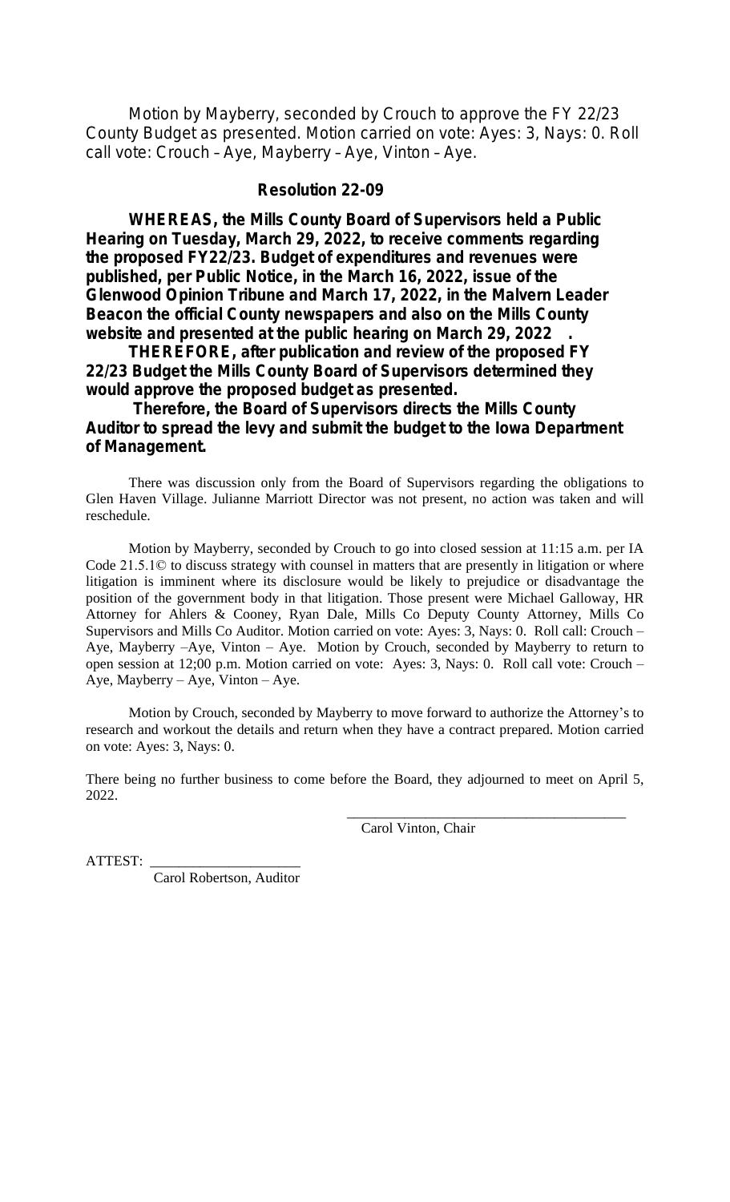Motion by Mayberry, seconded by Crouch to approve the FY 22/23 County Budget as presented. Motion carried on vote: Ayes: 3, Nays: 0. Roll call vote: Crouch – Aye, Mayberry – Aye, Vinton – Aye.

**Resolution 22-09**

**WHEREAS, the Mills County Board of Supervisors held a Public Hearing on Tuesday, March 29, 2022, to receive comments regarding the proposed FY22/23. Budget of expenditures and revenues were published, per Public Notice, in the March 16, 2022, issue of the Glenwood Opinion Tribune and March 17, 2022, in the Malvern Leader Beacon the official County newspapers and also on the Mills County website and presented at the public hearing on March 29, 2022 .**

**THEREFORE, after publication and review of the proposed FY 22/23 Budget the Mills County Board of Supervisors determined they would approve the proposed budget as presented.**

**Therefore, the Board of Supervisors directs the Mills County Auditor to spread the levy and submit the budget to the Iowa Department of Management.**

There was discussion only from the Board of Supervisors regarding the obligations to Glen Haven Village. Julianne Marriott Director was not present, no action was taken and will reschedule.

Motion by Mayberry, seconded by Crouch to go into closed session at 11:15 a.m. per IA Code 21.5.1© to discuss strategy with counsel in matters that are presently in litigation or where litigation is imminent where its disclosure would be likely to prejudice or disadvantage the position of the government body in that litigation. Those present were Michael Galloway, HR Attorney for Ahlers & Cooney, Ryan Dale, Mills Co Deputy County Attorney, Mills Co Supervisors and Mills Co Auditor. Motion carried on vote: Ayes: 3, Nays: 0. Roll call: Crouch – Aye, Mayberry –Aye, Vinton – Aye. Motion by Crouch, seconded by Mayberry to return to open session at 12;00 p.m. Motion carried on vote: Ayes: 3, Nays: 0. Roll call vote: Crouch – Aye, Mayberry – Aye, Vinton – Aye.

Motion by Crouch, seconded by Mayberry to move forward to authorize the Attorney's to research and workout the details and return when they have a contract prepared. Motion carried on vote: Ayes: 3, Nays: 0.

There being no further business to come before the Board, they adjourned to meet on April 5, 2022.

\_\_\_\_\_\_\_\_\_\_\_\_\_\_\_\_\_\_\_\_\_\_\_\_\_\_\_\_\_\_\_\_\_\_\_\_\_\_\_\_

Carol Vinton, Chair

ATTEST: \_\_\_\_\_\_\_\_\_\_\_\_\_\_\_\_\_\_\_\_\_

Carol Robertson, Auditor